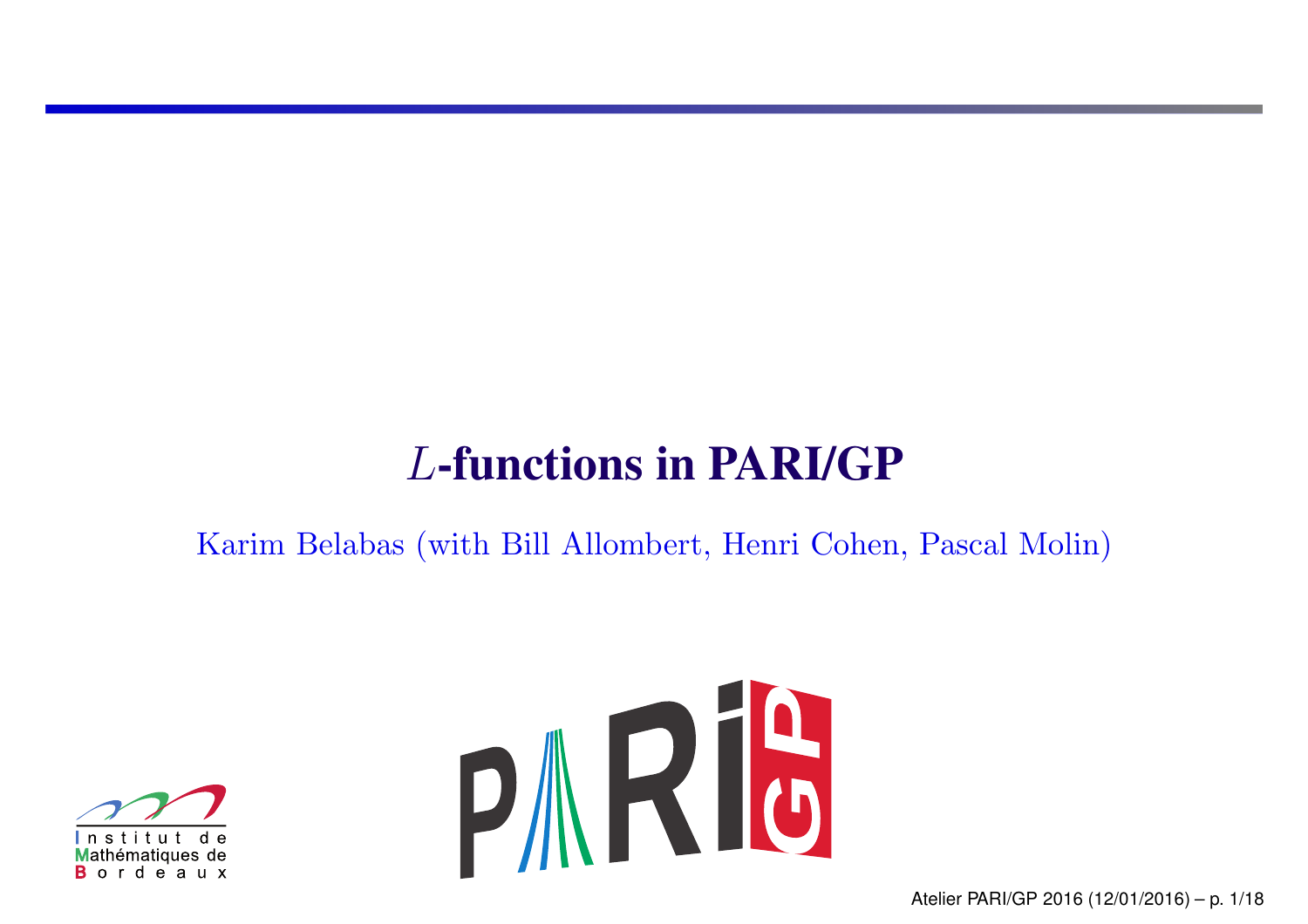# $L$-functions in PARI/GP

Karim Belabas (with Bill Allombert, Henri Cohen, Pascal Molin)

Institut de Mathématiques de Bordeaux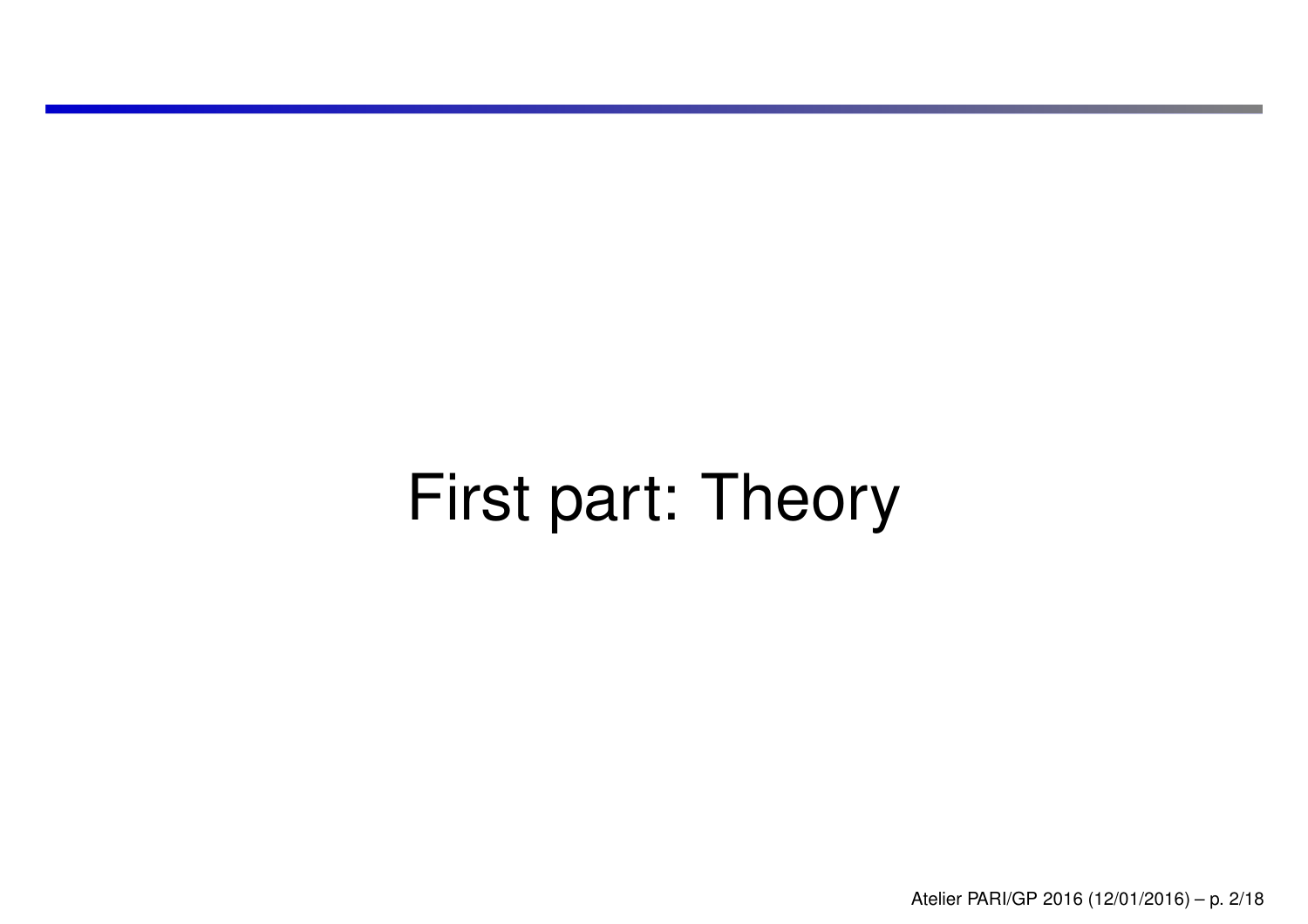# First part: Theory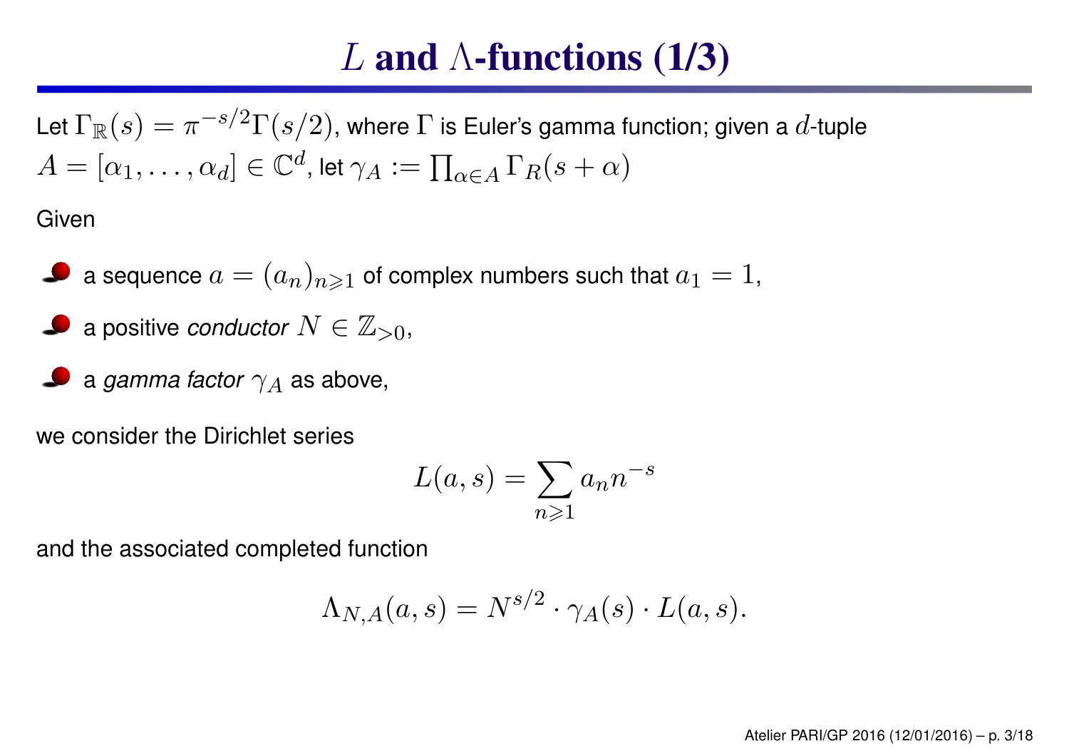# $L$ and $\Lambda$-functions (1/3)

Let $\Gamma_{\mathbb{R}}(s) = \pi^{-s/2}\Gamma(s/2)$, where $\Gamma$ is Euler's gamma function; given a $d$-tuple $A = [\alpha_1, \ldots, \alpha_d] \in \mathbb{C}^d$, let $\gamma_A := \prod_{\alpha \in A} \Gamma_R(s+\alpha)$

Given

- a sequence $a = (a_n)_{n \geqslant 1}$ of complex numbers such that $a_1 = 1$,
- a positive *conductor* $N \in \mathbb{Z}_{>0}$,
- a *gamma factor* $\gamma_A$ as above,

we consider the Dirichlet series

$$L(a,s) = \sum_{n \geqslant 1} a_n n^{-s}$$

and the associated completed function

$$\Lambda_{N,A}(a,s) = N^{s/2} \cdot \gamma_A(s) \cdot L(a,s).$$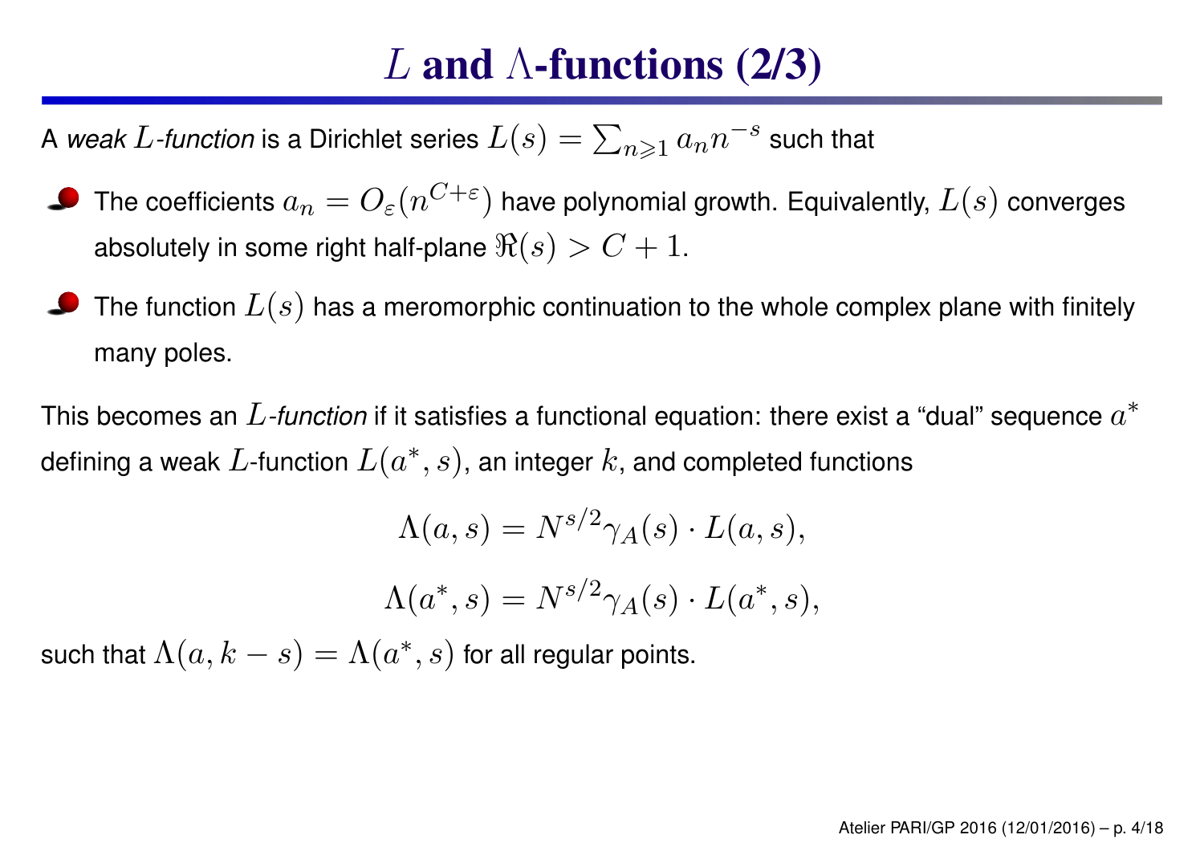# $L$ and $\Lambda$-functions (2/3)

A *weak $L$-function* is a Dirichlet series $L(s) = \sum_{n\geqslant 1} a_n n^{-s}$ such that

- The coefficients $a_n = O_\varepsilon(n^{C+\varepsilon})$ have polynomial growth. Equivalently, $L(s)$ converges absolutely in some right half-plane $\Re(s) > C + 1$.
- The function $L(s)$ has a meromorphic continuation to the whole complex plane with finitely many poles.

This becomes an *$L$-function* if it satisfies a functional equation: there exist a "dual" sequence $a^*$ defining a weak $L$-function $L(a^*, s)$, an integer $k$, and completed functions

$$\Lambda(a, s) = N^{s/2}\gamma_A(s) \cdot L(a, s),$$

$$\Lambda(a^*, s) = N^{s/2}\gamma_A(s) \cdot L(a^*, s),$$

such that $\Lambda(a, k - s) = \Lambda(a^*, s)$ for all regular points.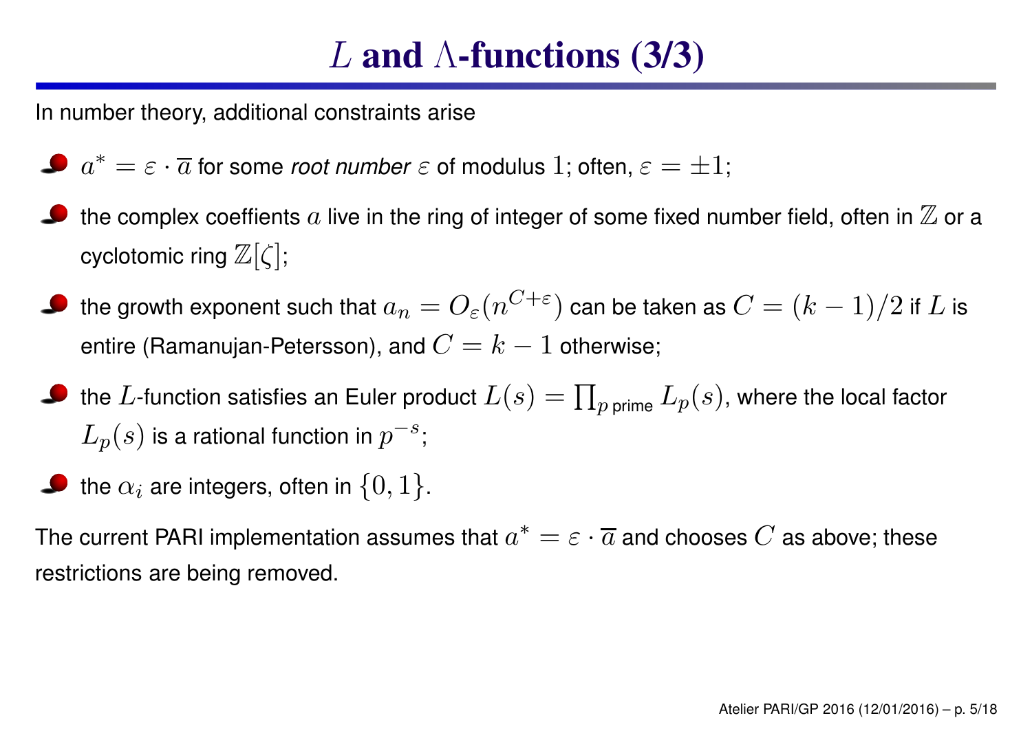# $L$ and $\Lambda$-functions (3/3)

In number theory, additional constraints arise

- $a^* = \varepsilon \cdot \overline{a}$ for some *root number* $\varepsilon$ of modulus $1$; often, $\varepsilon = \pm 1$;
- the complex coeffients $a$ live in the ring of integer of some fixed number field, often in $\mathbb{Z}$ or a cyclotomic ring $\mathbb{Z}[\zeta]$;
- the growth exponent such that $a_n = O_\varepsilon(n^{C+\varepsilon})$ can be taken as $C = (k-1)/2$ if $L$ is entire (Ramanujan-Petersson), and $C = k-1$ otherwise;
- the $L$-function satisfies an Euler product $L(s) = \prod_{p \text{ prime}} L_p(s)$, where the local factor $L_p(s)$ is a rational function in $p^{-s}$;
- the $\alpha_i$ are integers, often in $\{0, 1\}$.

The current PARI implementation assumes that $a^* = \varepsilon \cdot \overline{a}$ and chooses $C$ as above; these restrictions are being removed.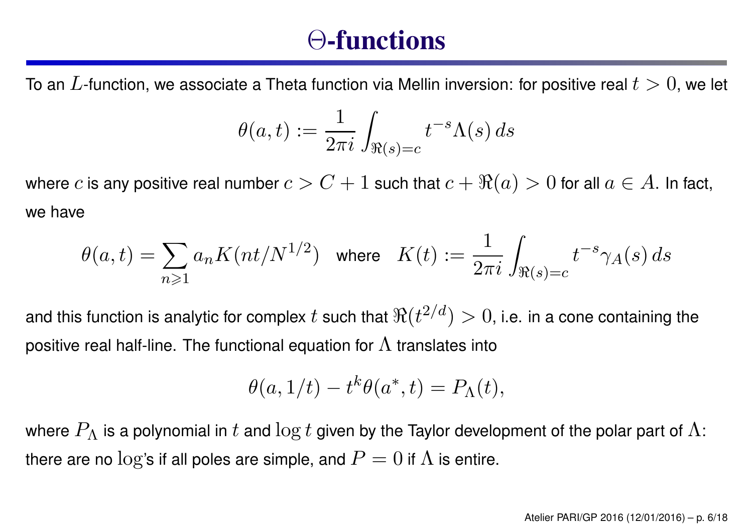# Θ-functions

To an $L$-function, we associate a Theta function via Mellin inversion: for positive real $t > 0$, we let

$$\theta(a,t) := \frac{1}{2\pi i}\int_{\Re(s)=c} t^{-s}\Lambda(s)\,ds$$

where $c$ is any positive real number $c > C+1$ such that $c + \Re(a) > 0$ for all $a \in A$. In fact, we have

$$\theta(a,t) = \sum_{n\geqslant 1} a_n K(nt/N^{1/2}) \quad \text{where} \quad K(t) := \frac{1}{2\pi i}\int_{\Re(s)=c} t^{-s}\gamma_A(s)\,ds$$

and this function is analytic for complex $t$ such that $\Re(t^{2/d}) > 0$, i.e. in a cone containing the positive real half-line. The functional equation for $\Lambda$ translates into

$$\theta(a,1/t) - t^k\theta(a^*,t) = P_\Lambda(t),$$

where $P_\Lambda$ is a polynomial in $t$ and $\log t$ given by the Taylor development of the polar part of $\Lambda$: there are no $\log$'s if all poles are simple, and $P = 0$ if $\Lambda$ is entire.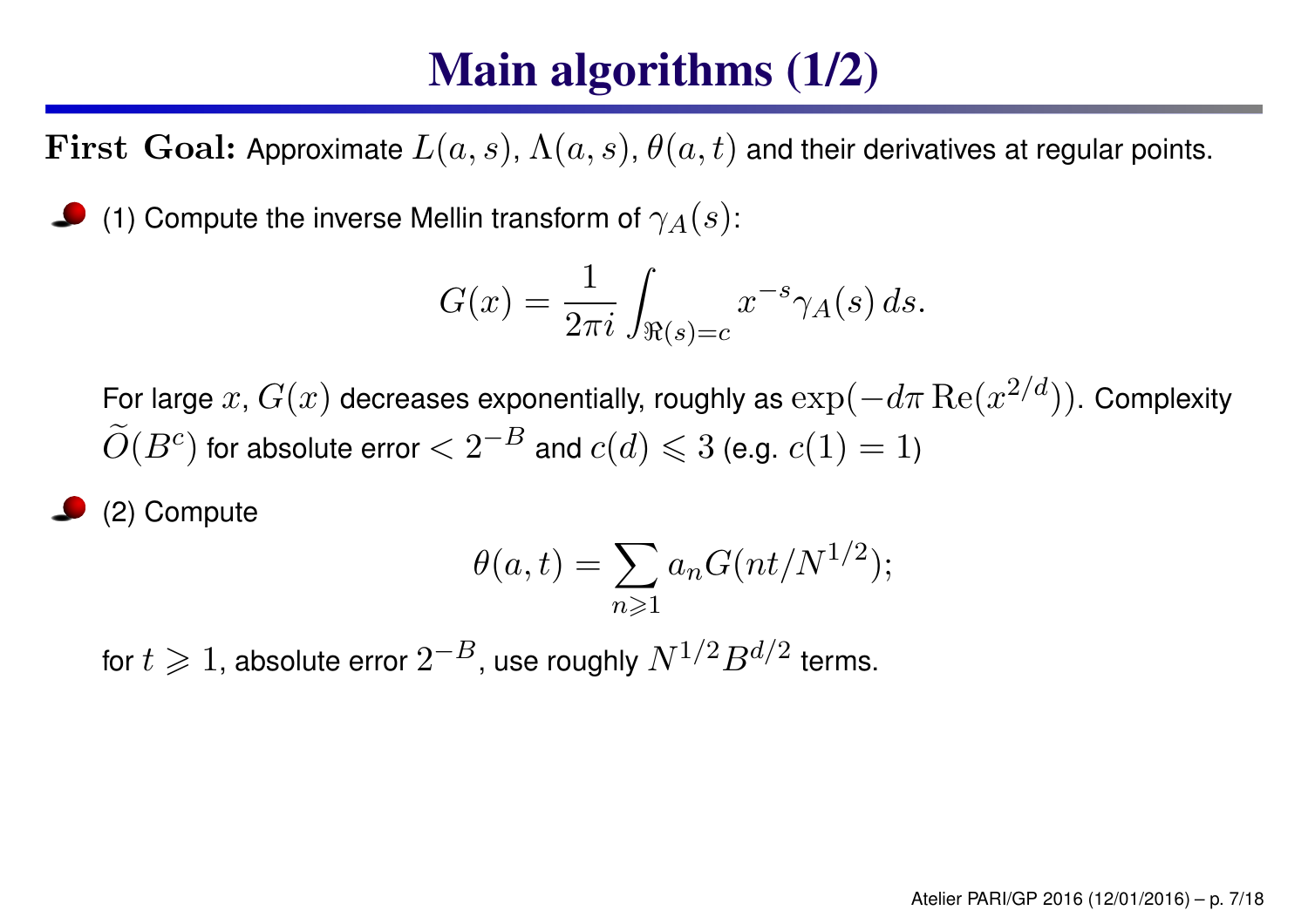# Main algorithms (1/2)

**First Goal:** Approximate $L(a,s)$, $\Lambda(a,s)$, $\theta(a,t)$ and their derivatives at regular points.

- (1) Compute the inverse Mellin transform of $\gamma_A(s)$:

$$G(x) = \frac{1}{2\pi i} \int_{\Re(s)=c} x^{-s} \gamma_A(s)\, ds.$$

For large $x$, $G(x)$ decreases exponentially, roughly as $\exp(-d\pi\,\mathrm{Re}(x^{2/d}))$. Complexity $\widetilde{O}(B^c)$ for absolute error $< 2^{-B}$ and $c(d) \leqslant 3$ (e.g. $c(1) = 1$)

- (2) Compute

$$\theta(a,t) = \sum_{n \geqslant 1} a_n G(nt/N^{1/2});$$

for $t \geqslant 1$, absolute error $2^{-B}$, use roughly $N^{1/2} B^{d/2}$ terms.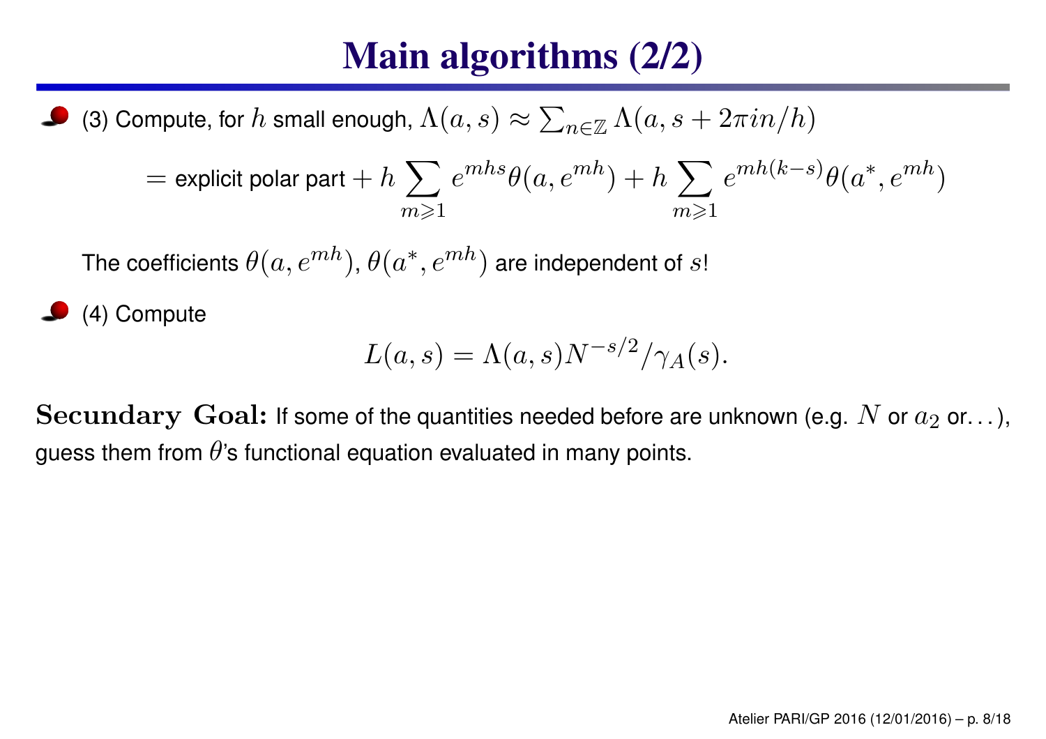# Main algorithms (2/2)

- (3) Compute, for $h$ small enough, $\Lambda(a,s) \approx \sum_{n\in\mathbb{Z}} \Lambda(a, s + 2\pi i n/h)$

$$= \text{explicit polar part} + h \sum_{m\geqslant 1} e^{mhs}\theta(a, e^{mh}) + h \sum_{m\geqslant 1} e^{mh(k-s)}\theta(a^*, e^{mh})$$

  The coefficients $\theta(a, e^{mh})$, $\theta(a^*, e^{mh})$ are independent of $s$!

- (4) Compute

$$L(a,s) = \Lambda(a,s)N^{-s/2}/\gamma_A(s).$$

**Secundary Goal:** If some of the quantities needed before are unknown (e.g. $N$ or $a_2$ or…), guess them from $\theta$'s functional equation evaluated in many points.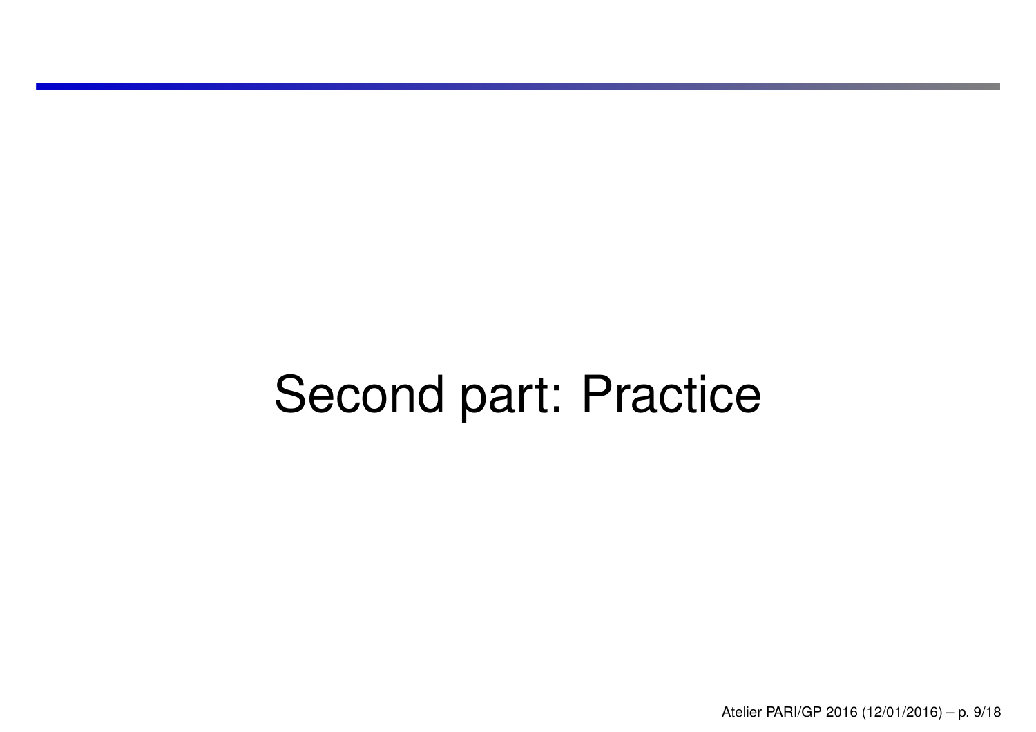# Second part: Practice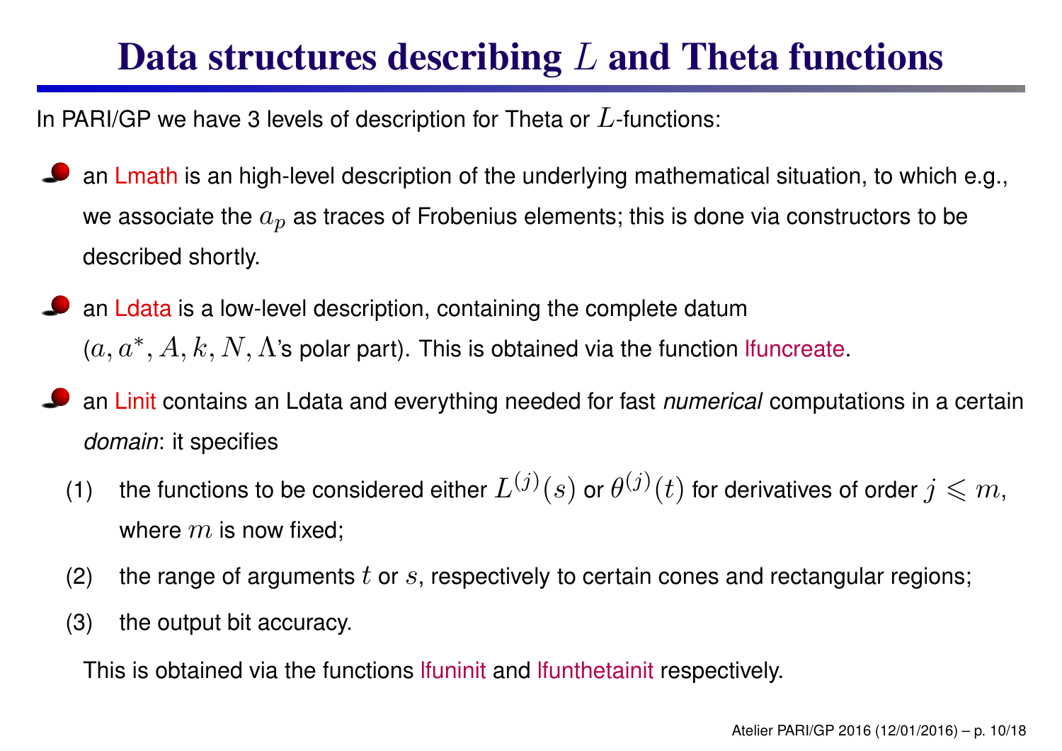# Data structures describing $L$ and Theta functions

In PARI/GP we have 3 levels of description for Theta or $L$-functions:

- an Lmath is an high-level description of the underlying mathematical situation, to which e.g., we associate the $a_p$ as traces of Frobenius elements; this is done via constructors to be described shortly.
- an Ldata is a low-level description, containing the complete datum $(a, a^*, A, k, N, \Lambda$'s polar part). This is obtained via the function lfuncreate.
- an Linit contains an Ldata and everything needed for fast *numerical* computations in a certain *domain*: it specifies
  1. the functions to be considered either $L^{(j)}(s)$ or $\theta^{(j)}(t)$ for derivatives of order $j \leqslant m$, where $m$ is now fixed;
  2. the range of arguments $t$ or $s$, respectively to certain cones and rectangular regions;
  3. the output bit accuracy.

  This is obtained via the functions lfuninit and lfunthetainit respectively.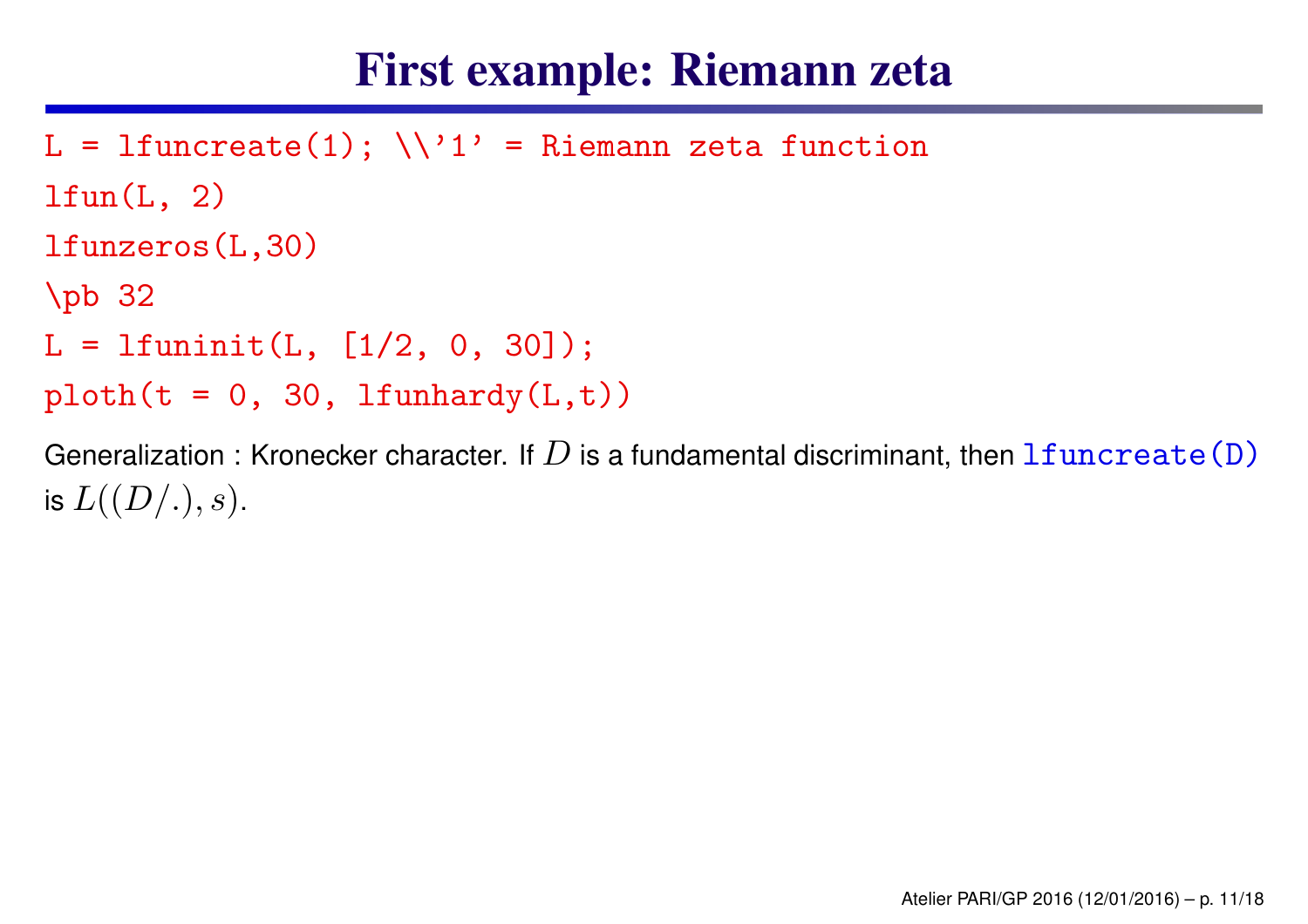# First example: Riemann zeta

```
L = lfuncreate(1); \\'1' = Riemann zeta function
lfun(L, 2)
lfunzeros(L,30)
\pb 32
L = lfuninit(L, [1/2, 0, 30]);
ploth(t = 0, 30, lfunhardy(L,t))
```

Generalization : Kronecker character. If $D$ is a fundamental discriminant, then `lfuncreate(D)` is $L((D/.), s)$.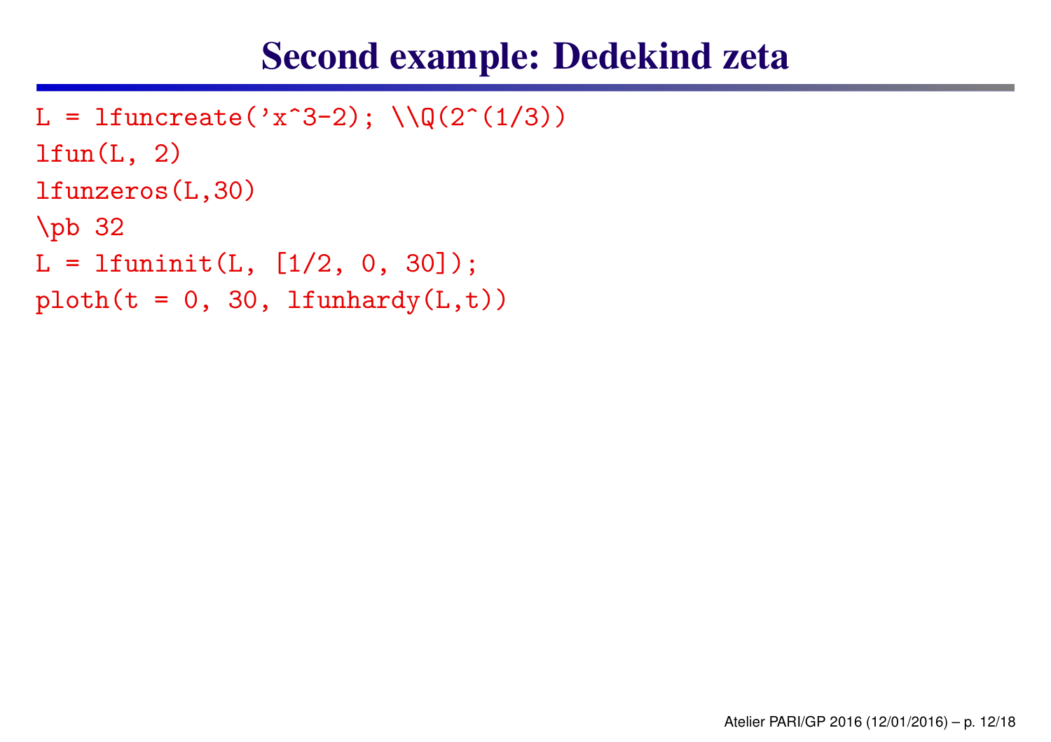# Second example: Dedekind zeta

```
L = lfuncreate('x^3-2); \\Q(2^(1/3))
lfun(L, 2)
lfunzeros(L,30)
\pb 32
L = lfuninit(L, [1/2, 0, 30]);
ploth(t = 0, 30, lfunhardy(L,t))
```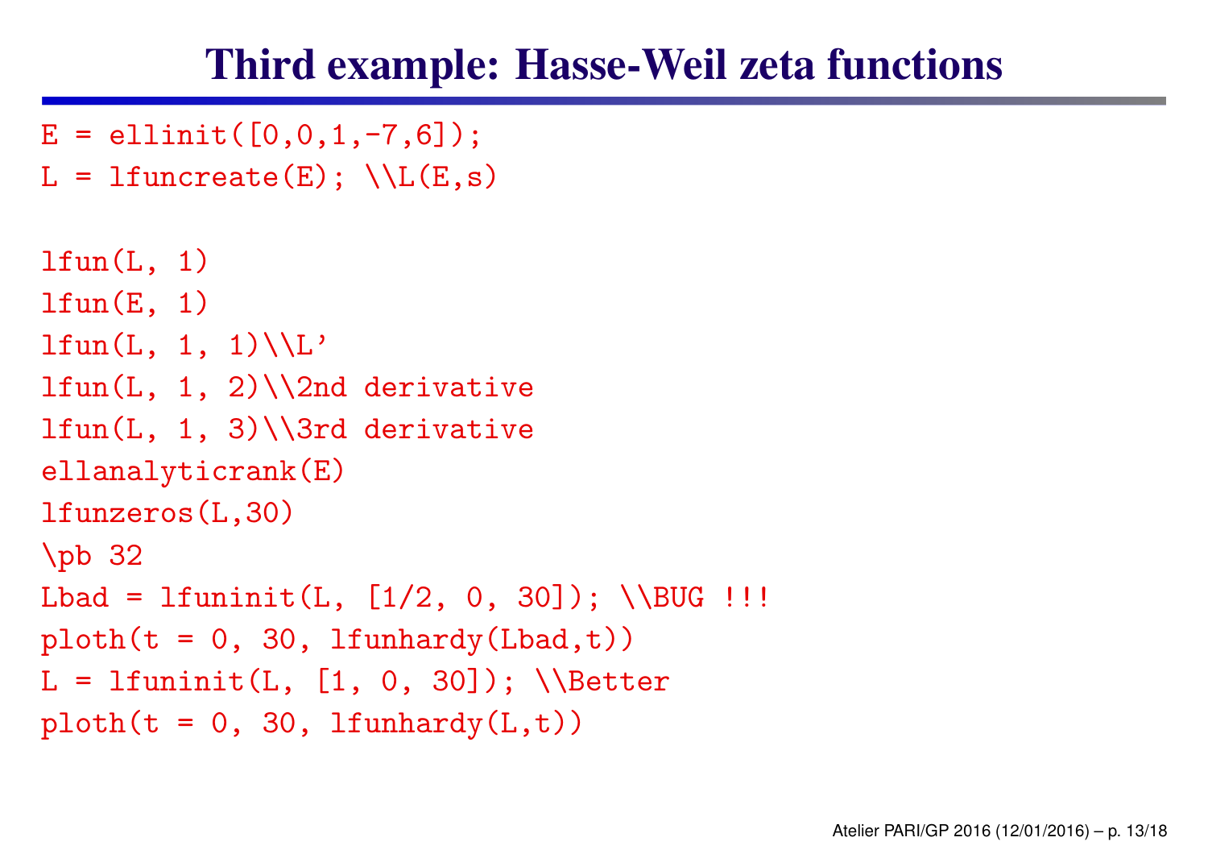# Third example: Hasse-Weil zeta functions

```
E = ellinit([0,0,1,-7,6]);
L = lfuncreate(E); \\L(E,s)

lfun(L, 1)
lfun(E, 1)
lfun(L, 1, 1)\\L'
lfun(L, 1, 2)\\2nd derivative
lfun(L, 1, 3)\\3rd derivative
ellanalyticrank(E)
lfunzeros(L,30)
\pb 32
Lbad = lfuninit(L, [1/2, 0, 30]); \\BUG !!!
ploth(t = 0, 30, lfunhardy(Lbad,t))
L = lfuninit(L, [1, 0, 30]); \\Better
ploth(t = 0, 30, lfunhardy(L,t))
```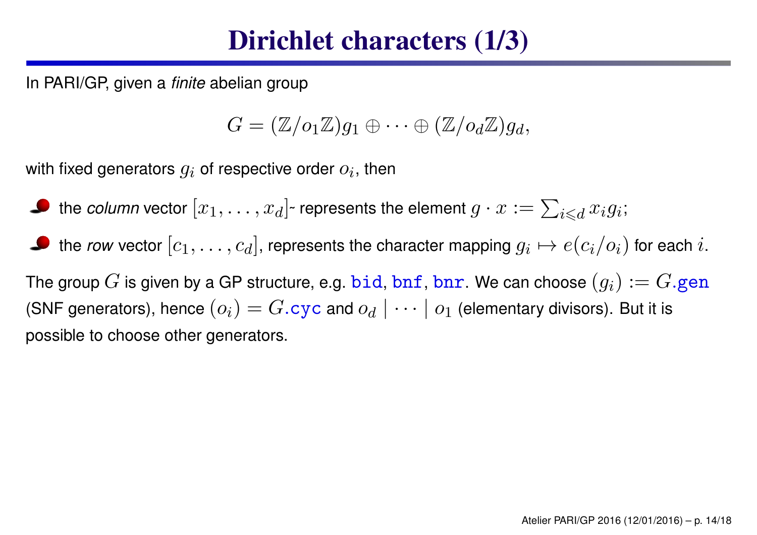# Dirichlet characters (1/3)

In PARI/GP, given a *finite* abelian group

$$G = (\mathbb{Z}/o_1\mathbb{Z})g_1 \oplus \cdots \oplus (\mathbb{Z}/o_d\mathbb{Z})g_d,$$

with fixed generators $g_i$ of respective order $o_i$, then

- the *column* vector $[x_1, \ldots, x_d]$~ represents the element $g \cdot x := \sum_{i \leqslant d} x_i g_i$;
- the *row* vector $[c_1, \ldots, c_d]$, represents the character mapping $g_i \mapsto e(c_i/o_i)$ for each $i$.

The group $G$ is given by a GP structure, e.g. `bid`, `bnf`, `bnr`. We can choose $(g_i) := G$`.gen` (SNF generators), hence $(o_i) = G$`.cyc` and $o_d \mid \cdots \mid o_1$ (elementary divisors). But it is possible to choose other generators.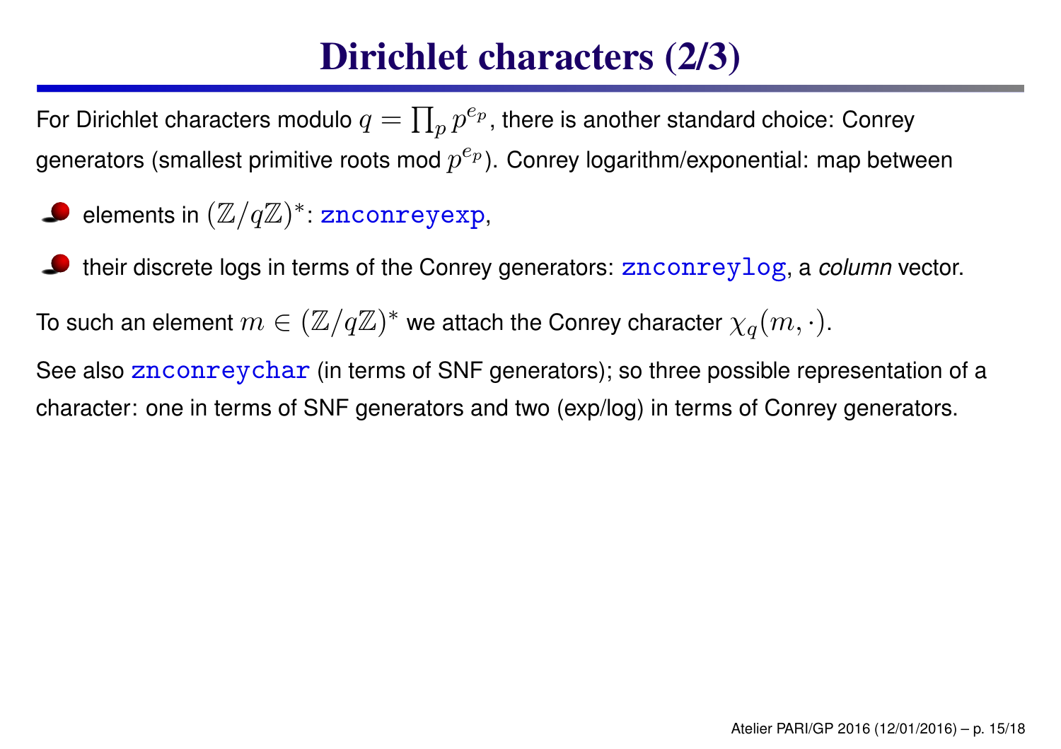# Dirichlet characters (2/3)

For Dirichlet characters modulo $q = \prod_p p^{e_p}$, there is another standard choice: Conrey generators (smallest primitive roots mod $p^{e_p}$). Conrey logarithm/exponential: map between

- elements in $(\mathbb{Z}/q\mathbb{Z})^*$: `znconreyexp`,
- their discrete logs in terms of the Conrey generators: `znconreylog`, a *column* vector.

To such an element $m \in (\mathbb{Z}/q\mathbb{Z})^*$ we attach the Conrey character $\chi_q(m, \cdot)$.

See also `znconreychar` (in terms of SNF generators); so three possible representation of a character: one in terms of SNF generators and two (exp/log) in terms of Conrey generators.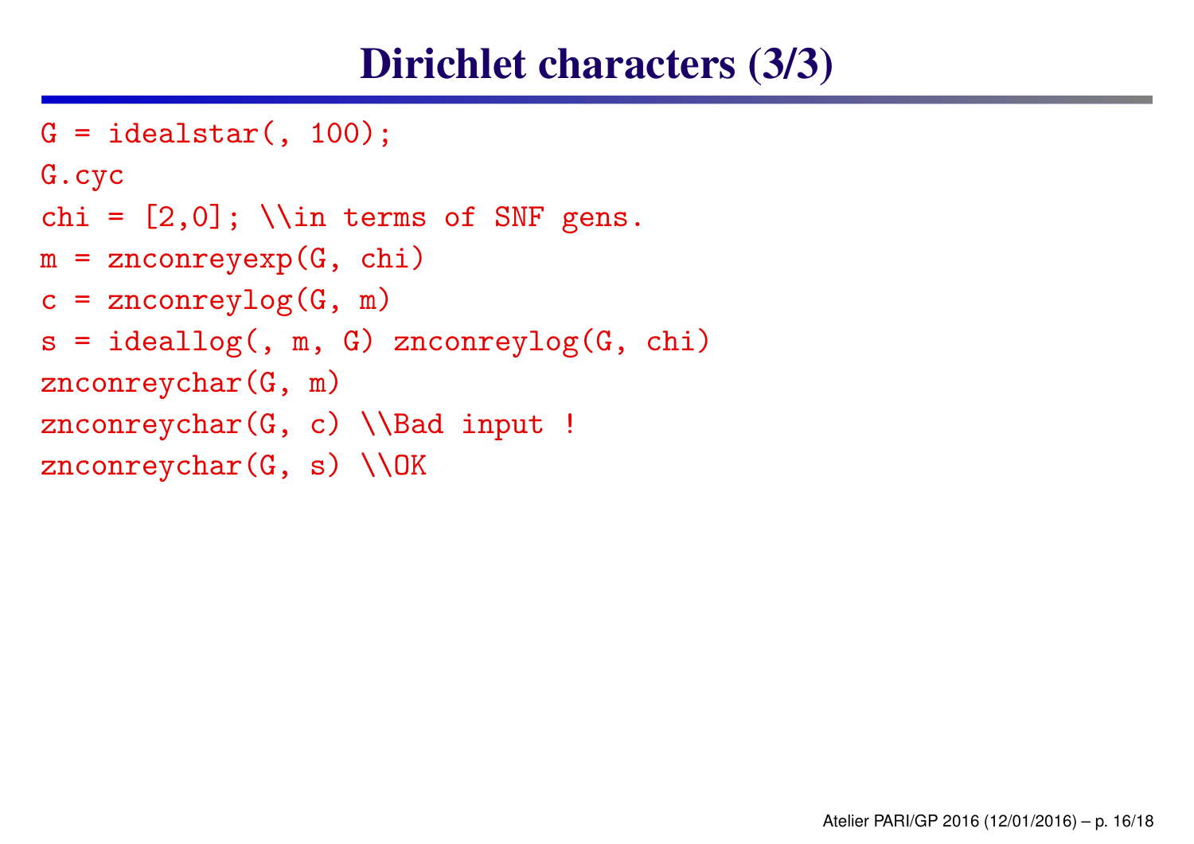# Dirichlet characters (3/3)

```
G = idealstar(, 100);
G.cyc
chi = [2,0]; \\in terms of SNF gens.
m = znconreyexp(G, chi)
c = znconreylog(G, m)
s = ideallog(, m, G) znconreylog(G, chi)
znconreychar(G, m)
znconreychar(G, c) \\Bad input !
znconreychar(G, s) \\OK
```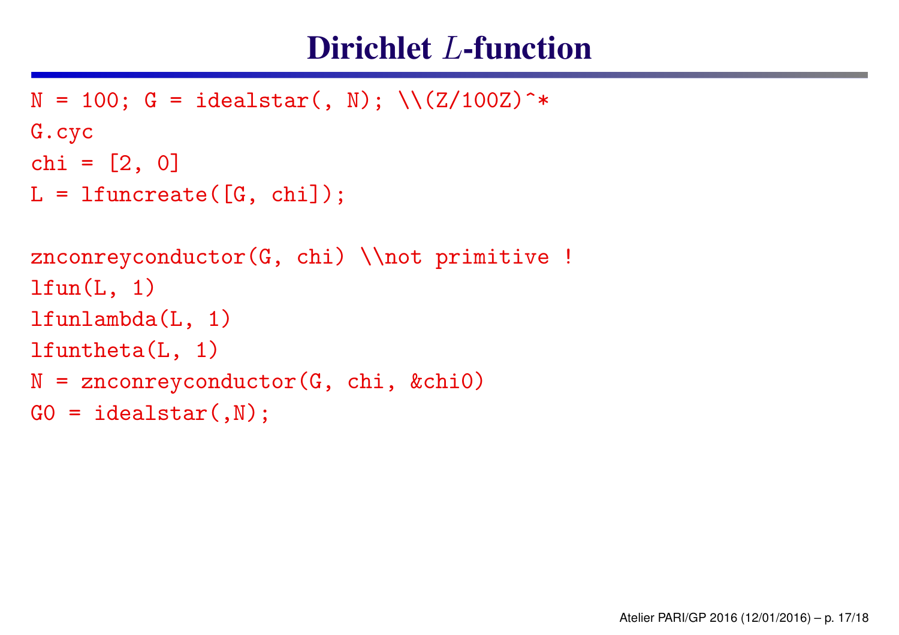# Dirichlet $L$-function

```
N = 100; G = idealstar(, N); \\(Z/100Z)^*
G.cyc
chi = [2, 0]
L = lfuncreate([G, chi]);

znconreyconductor(G, chi) \\not primitive !
lfun(L, 1)
lfunlambda(L, 1)
lfuntheta(L, 1)
N = znconreyconductor(G, chi, &chi0)
G0 = idealstar(,N);
```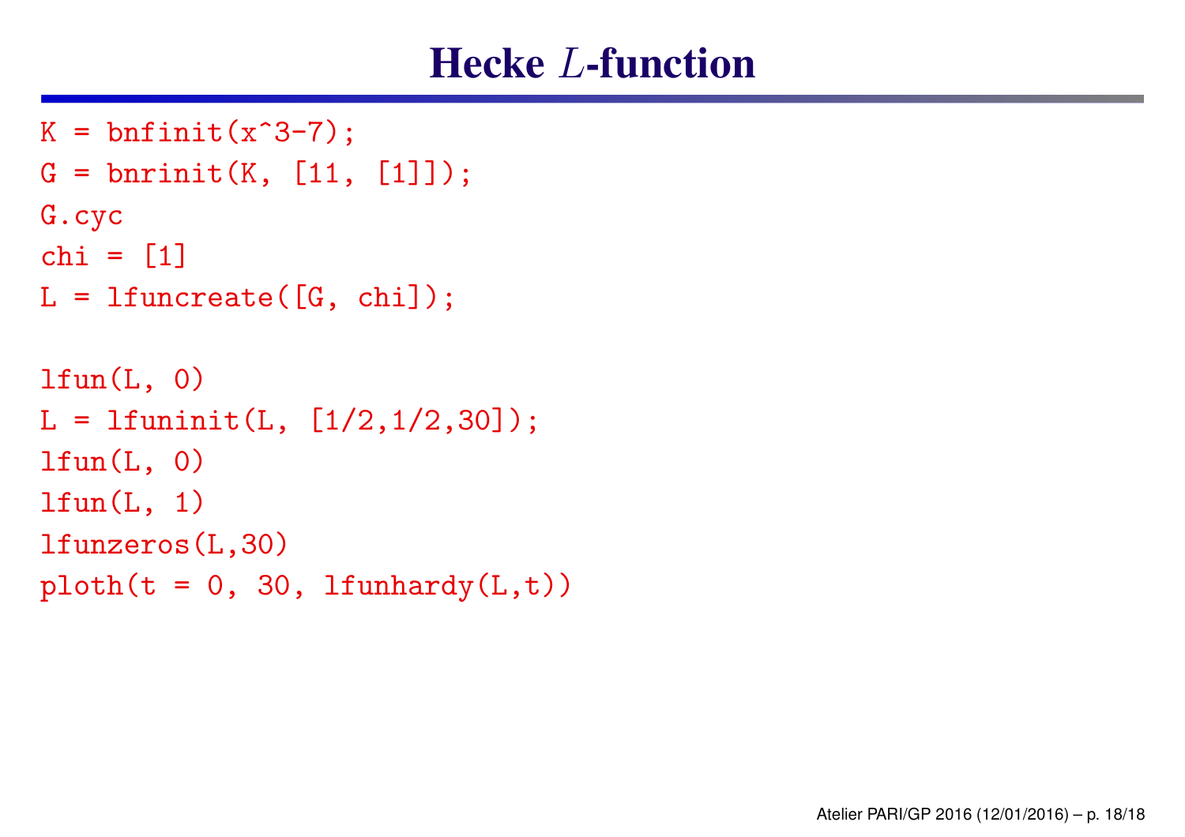# Hecke $L$-function

```
K = bnfinit(x^3-7);
G = bnrinit(K, [11, [1]]);
G.cyc
chi = [1]
L = lfuncreate([G, chi]);

lfun(L, 0)
L = lfuninit(L, [1/2,1/2,30]);
lfun(L, 0)
lfun(L, 1)
lfunzeros(L,30)
ploth(t = 0, 30, lfunhardy(L,t))
```